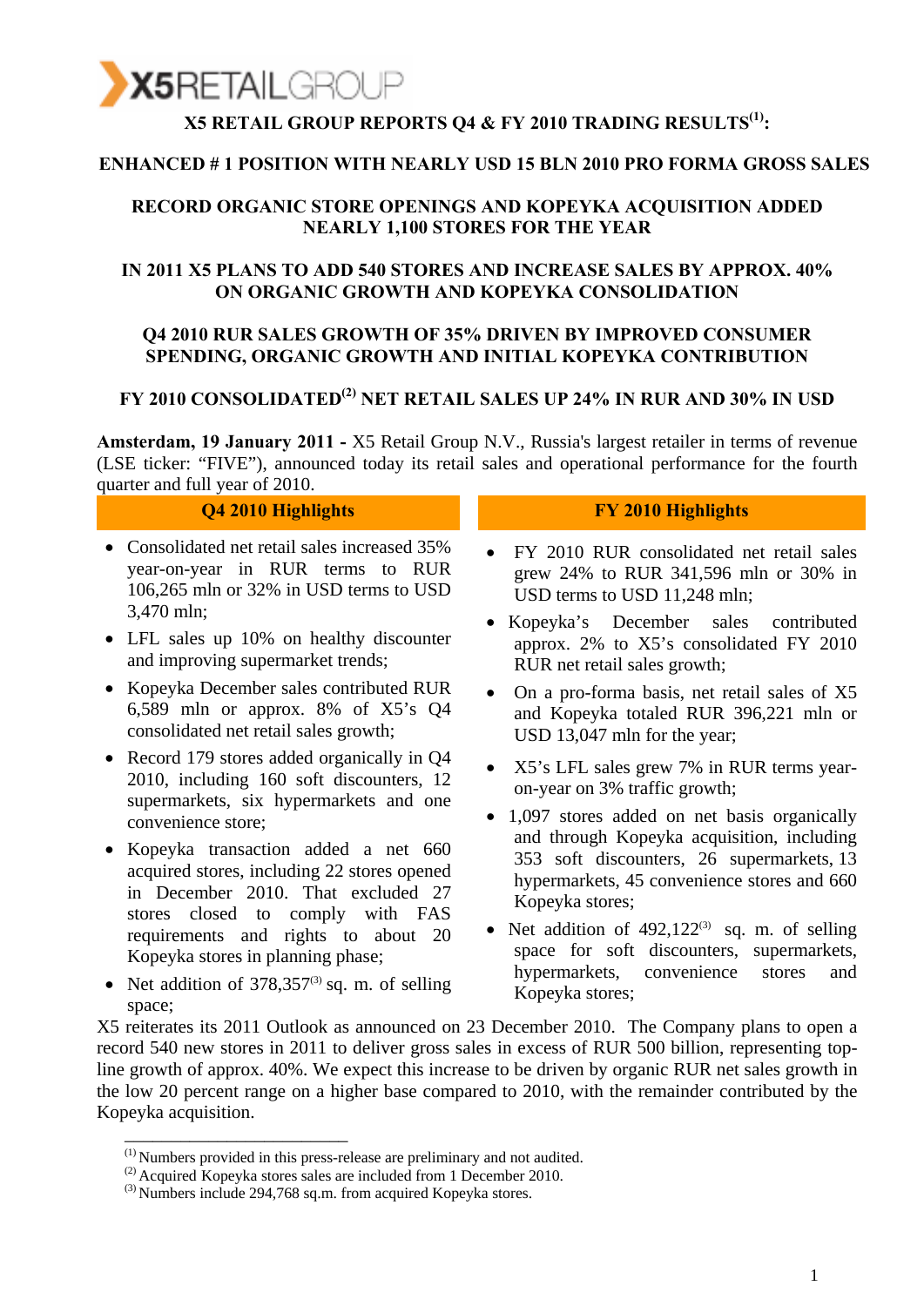X5 RETAIL GROUP

# X5 RETAIL GROUP REPORTS Q4 & FY 2010 TRADING RESULTS[1]:

## ENHANCED # 1 POSITION WITH NEARLY USD 15 BLN 2010 PRO FORMA GROSS SALES

## RECORD ORGANIC STORE OPENINGS AND KOPEYKA ACQUISITION ADDED NEARLY 1,100 STORES FOR THE YEAR

## IN 2011 X5 PLANS TO ADD 540 STORES AND INCREASE SALES BY APPROX. 40% ON ORGANIC GROWTH AND KOPEYKA CONSOLIDATION

## Q4 2010 RUR SALES GROWTH OF 35% DRIVEN BY IMPROVED CONSUMER SPENDING, ORGANIC GROWTH AND INITIAL KOPEYKA CONTRIBUTION

## FY 2010 CONSOLIDATED[2] NET RETAIL SALES UP 24% IN RUR AND 30% IN USD

**Amsterdam, 19 January 2011 -** X5 Retail Group N.V., Russia's largest retailer in terms of revenue (LSE ticker: "FIVE"), announced today its retail sales and operational performance for the fourth quarter and full year of 2010.

### Q4 2010 Highlights

- Consolidated net retail sales increased 35% year-on-year in RUR terms to RUR 106,265 mln or 32% in USD terms to USD 3,470 mln;
- LFL sales up 10% on healthy discounter and improving supermarket trends;
- Kopeyka December sales contributed RUR 6,589 mln or approx. 8% of X5's Q4 consolidated net retail sales growth;
- Record 179 stores added organically in Q4 2010, including 160 soft discounters, 12 supermarkets, six hypermarkets and one convenience store;
- Kopeyka transaction added a net 660 acquired stores, including 22 stores opened in December 2010. That excluded 27 stores closed to comply with FAS requirements and rights to about 20 Kopeyka stores in planning phase;
- Net addition of 378,357[3] sq. m. of selling space;

### FY 2010 Highlights

- FY 2010 RUR consolidated net retail sales grew 24% to RUR 341,596 mln or 30% in USD terms to USD 11,248 mln;
- Kopeyka's December sales contributed approx. 2% to X5's consolidated FY 2010 RUR net retail sales growth;
- On a pro-forma basis, net retail sales of X5 and Kopeyka totaled RUR 396,221 mln or USD 13,047 mln for the year;
- X5's LFL sales grew 7% in RUR terms year-on-year on 3% traffic growth;
- 1,097 stores added on net basis organically and through Kopeyka acquisition, including 353 soft discounters, 26 supermarkets, 13 hypermarkets, 45 convenience stores and 660 Kopeyka stores;
- Net addition of 492,122[3] sq. m. of selling space for soft discounters, supermarkets, hypermarkets, convenience stores and Kopeyka stores;

X5 reiterates its 2011 Outlook as announced on 23 December 2010. The Company plans to open a record 540 new stores in 2011 to deliver gross sales in excess of RUR 500 billion, representing top-line growth of approx. 40%. We expect this increase to be driven by organic RUR net sales growth in the low 20 percent range on a higher base compared to 2010, with the remainder contributed by the Kopeyka acquisition.

---

[1] Numbers provided in this press-release are preliminary and not audited.
[2] Acquired Kopeyka stores sales are included from 1 December 2010.
[3] Numbers include 294,768 sq.m. from acquired Kopeyka stores.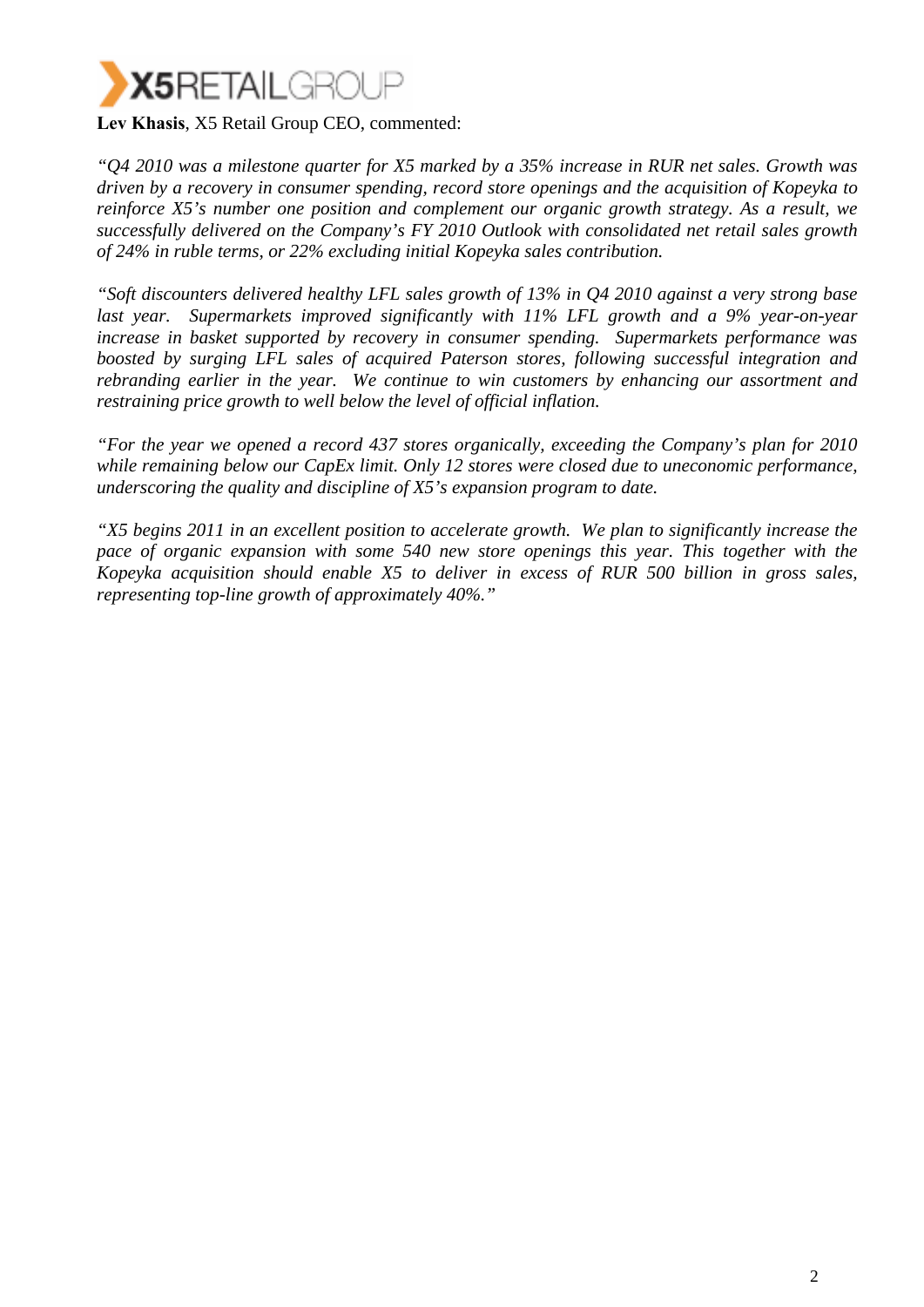**Lev Khasis**, X5 Retail Group CEO, commented:

*"Q4 2010 was a milestone quarter for X5 marked by a 35% increase in RUR net sales. Growth was driven by a recovery in consumer spending, record store openings and the acquisition of Kopeyka to reinforce X5's number one position and complement our organic growth strategy. As a result, we successfully delivered on the Company's FY 2010 Outlook with consolidated net retail sales growth of 24% in ruble terms, or 22% excluding initial Kopeyka sales contribution.*

*"Soft discounters delivered healthy LFL sales growth of 13% in Q4 2010 against a very strong base last year. Supermarkets improved significantly with 11% LFL growth and a 9% year-on-year increase in basket supported by recovery in consumer spending. Supermarkets performance was boosted by surging LFL sales of acquired Paterson stores, following successful integration and rebranding earlier in the year. We continue to win customers by enhancing our assortment and restraining price growth to well below the level of official inflation.*

*"For the year we opened a record 437 stores organically, exceeding the Company's plan for 2010 while remaining below our CapEx limit. Only 12 stores were closed due to uneconomic performance, underscoring the quality and discipline of X5's expansion program to date.*

*"X5 begins 2011 in an excellent position to accelerate growth. We plan to significantly increase the pace of organic expansion with some 540 new store openings this year. This together with the Kopeyka acquisition should enable X5 to deliver in excess of RUR 500 billion in gross sales, representing top-line growth of approximately 40%."*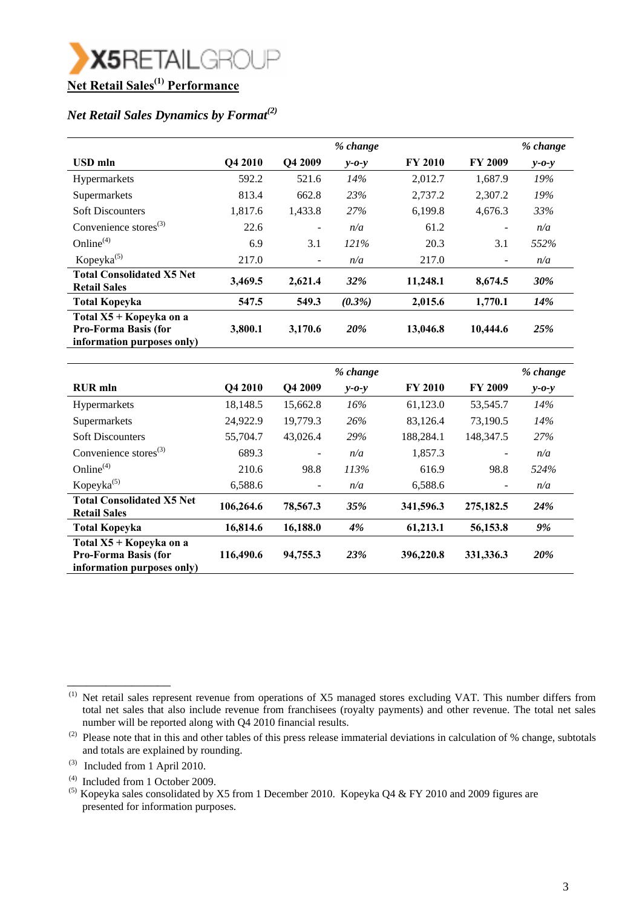## Net Retail Sales[1] Performance

### *Net Retail Sales Dynamics by Format[2]*

| USD mln | Q4 2010 | Q4 2009 | *% change y-o-y* | FY 2010 | FY 2009 | *% change y-o-y* |
|---|---|---|---|---|---|---|
| Hypermarkets | 592.2 | 521.6 | *14%* | 2,012.7 | 1,687.9 | *19%* |
| Supermarkets | 813.4 | 662.8 | *23%* | 2,737.2 | 2,307.2 | *19%* |
| Soft Discounters | 1,817.6 | 1,433.8 | *27%* | 6,199.8 | 4,676.3 | *33%* |
| Convenience stores[3] | 22.6 | - | *n/a* | 61.2 | - | *n/a* |
| Online[4] | 6.9 | 3.1 | *121%* | 20.3 | 3.1 | *552%* |
| Kopeyka[5] | 217.0 | - | *n/a* | 217.0 | - | *n/a* |
| **Total Consolidated X5 Net Retail Sales** | **3,469.5** | **2,621.4** | ***32%*** | **11,248.1** | **8,674.5** | ***30%*** |
| **Total Kopeyka** | **547.5** | **549.3** | ***(0.3%)*** | **2,015.6** | **1,770.1** | ***14%*** |
| **Total X5 + Kopeyka on a Pro-Forma Basis (for information purposes only)** | **3,800.1** | **3,170.6** | ***20%*** | **13,046.8** | **10,444.6** | ***25%*** |

| RUR mln | Q4 2010 | Q4 2009 | *% change y-o-y* | FY 2010 | FY 2009 | *% change y-o-y* |
|---|---|---|---|---|---|---|
| Hypermarkets | 18,148.5 | 15,662.8 | *16%* | 61,123.0 | 53,545.7 | *14%* |
| Supermarkets | 24,922.9 | 19,779.3 | *26%* | 83,126.4 | 73,190.5 | *14%* |
| Soft Discounters | 55,704.7 | 43,026.4 | *29%* | 188,284.1 | 148,347.5 | *27%* |
| Convenience stores[3] | 689.3 | - | *n/a* | 1,857.3 | - | *n/a* |
| Online[4] | 210.6 | 98.8 | *113%* | 616.9 | 98.8 | *524%* |
| Kopeyka[5] | 6,588.6 | - | *n/a* | 6,588.6 | - | *n/a* |
| **Total Consolidated X5 Net Retail Sales** | **106,264.6** | **78,567.3** | ***35%*** | **341,596.3** | **275,182.5** | ***24%*** |
| **Total Kopeyka** | **16,814.6** | **16,188.0** | ***4%*** | **61,213.1** | **56,153.8** | ***9%*** |
| **Total X5 + Kopeyka on a Pro-Forma Basis (for information purposes only)** | **116,490.6** | **94,755.3** | ***23%*** | **396,220.8** | **331,336.3** | ***20%*** |

---

[1] Net retail sales represent revenue from operations of X5 managed stores excluding VAT. This number differs from total net sales that also include revenue from franchisees (royalty payments) and other revenue. The total net sales number will be reported along with Q4 2010 financial results.

[2] Please note that in this and other tables of this press release immaterial deviations in calculation of % change, subtotals and totals are explained by rounding.

[3] Included from 1 April 2010.

[4] Included from 1 October 2009.

[5] Kopeyka sales consolidated by X5 from 1 December 2010. Kopeyka Q4 & FY 2010 and 2009 figures are presented for information purposes.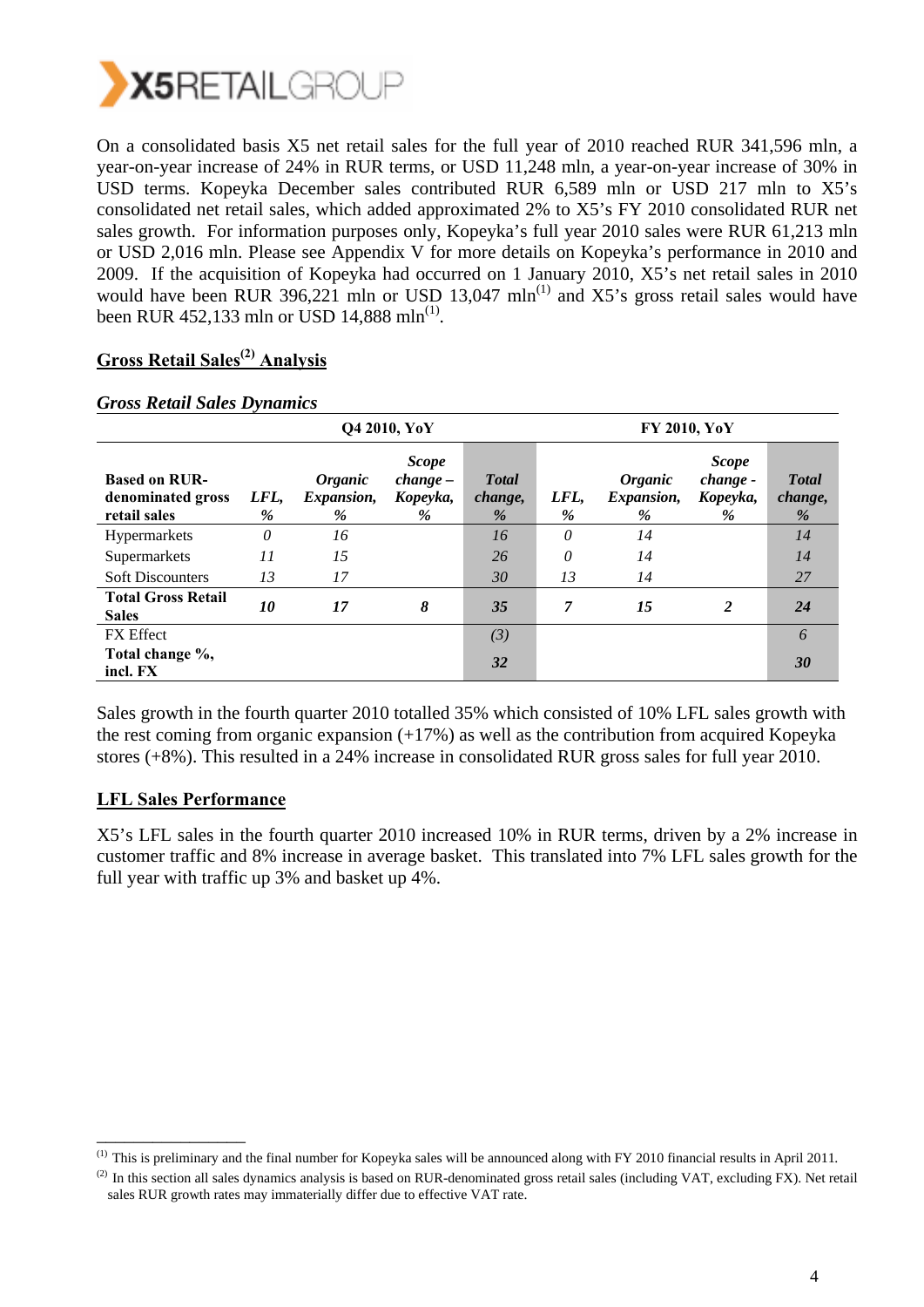On a consolidated basis X5 net retail sales for the full year of 2010 reached RUR 341,596 mln, a year-on-year increase of 24% in RUR terms, or USD 11,248 mln, a year-on-year increase of 30% in USD terms. Kopeyka December sales contributed RUR 6,589 mln or USD 217 mln to X5's consolidated net retail sales, which added approximated 2% to X5's FY 2010 consolidated RUR net sales growth. For information purposes only, Kopeyka's full year 2010 sales were RUR 61,213 mln or USD 2,016 mln. Please see Appendix V for more details on Kopeyka's performance in 2010 and 2009. If the acquisition of Kopeyka had occurred on 1 January 2010, X5's net retail sales in 2010 would have been RUR 396,221 mln or USD 13,047 mln[1] and X5's gross retail sales would have been RUR 452,133 mln or USD 14,888 mln[1].

## Gross Retail Sales[2] Analysis

***Gross Retail Sales Dynamics***

| | Q4 2010, YoY | | | | FY 2010, YoY | | | |
|---|---|---|---|---|---|---|---|---|
| **Based on RUR-denominated gross retail sales** | ***LFL, %*** | ***Organic Expansion, %*** | ***Scope change – Kopeyka, %*** | ***Total change, %*** | ***LFL, %*** | ***Organic Expansion, %*** | ***Scope change - Kopeyka, %*** | ***Total change, %*** |
| Hypermarkets | *0* | *16* | | *16* | *0* | *14* | | *14* |
| Supermarkets | *11* | *15* | | *26* | *0* | *14* | | *14* |
| Soft Discounters | *13* | *17* | | *30* | *13* | *14* | | *27* |
| **Total Gross Retail Sales** | ***10*** | ***17*** | ***8*** | ***35*** | ***7*** | ***15*** | ***2*** | ***24*** |
| FX Effect | | | | *(3)* | | | | *6* |
| **Total change %, incl. FX** | | | | ***32*** | | | | ***30*** |

Sales growth in the fourth quarter 2010 totalled 35% which consisted of 10% LFL sales growth with the rest coming from organic expansion (+17%) as well as the contribution from acquired Kopeyka stores (+8%). This resulted in a 24% increase in consolidated RUR gross sales for full year 2010.

## LFL Sales Performance

X5's LFL sales in the fourth quarter 2010 increased 10% in RUR terms, driven by a 2% increase in customer traffic and 8% increase in average basket. This translated into 7% LFL sales growth for the full year with traffic up 3% and basket up 4%.

---

[1] This is preliminary and the final number for Kopeyka sales will be announced along with FY 2010 financial results in April 2011.

[2] In this section all sales dynamics analysis is based on RUR-denominated gross retail sales (including VAT, excluding FX). Net retail sales RUR growth rates may immaterially differ due to effective VAT rate.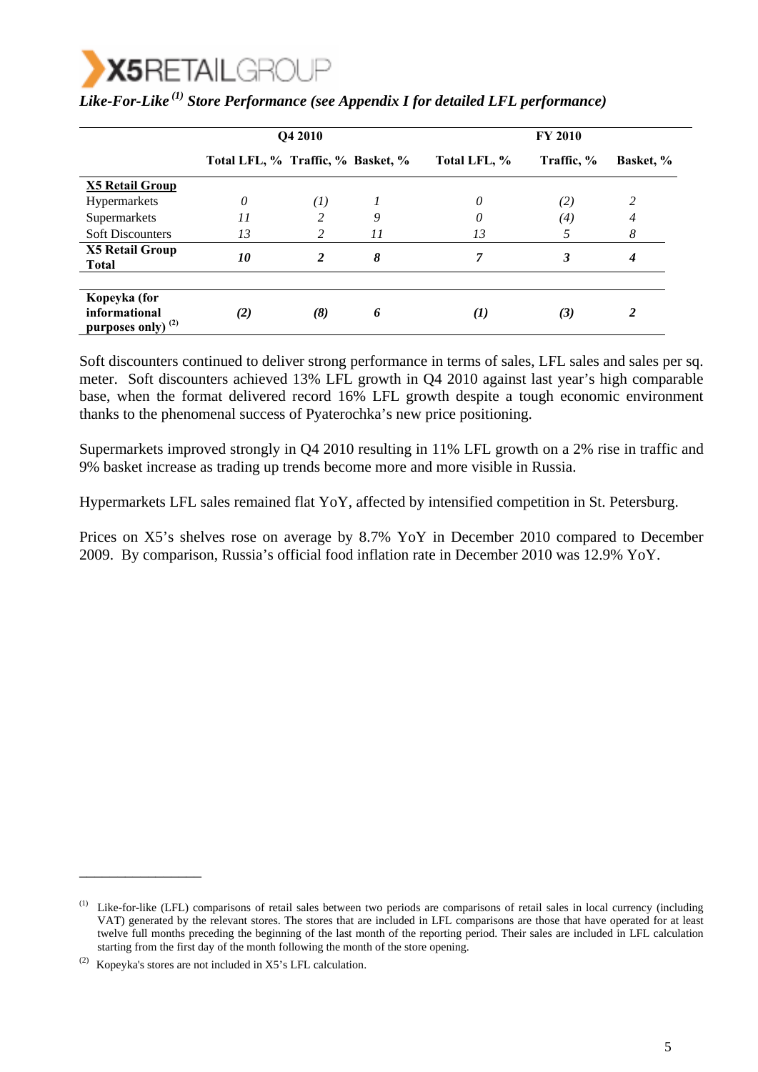## *Like-For-Like [1] Store Performance (see Appendix I for detailed LFL performance)*

| | Q4 2010 | | | FY 2010 | | |
|---|---|---|---|---|---|---|
| | **Total LFL, %** | **Traffic, %** | **Basket, %** | **Total LFL, %** | **Traffic, %** | **Basket, %** |
| **X5 Retail Group** | | | | | | |
| Hypermarkets | *0* | *(1)* | *1* | *0* | *(2)* | *2* |
| Supermarkets | *11* | *2* | *9* | *0* | *(4)* | *4* |
| Soft Discounters | *13* | *2* | *11* | *13* | *5* | *8* |
| **X5 Retail Group Total** | ***10*** | ***2*** | ***8*** | ***7*** | ***3*** | ***4*** |
| **Kopeyka (for informational purposes only) [2]** | ***(2)*** | ***(8)*** | ***6*** | ***(1)*** | ***(3)*** | ***2*** |

Soft discounters continued to deliver strong performance in terms of sales, LFL sales and sales per sq. meter. Soft discounters achieved 13% LFL growth in Q4 2010 against last year's high comparable base, when the format delivered record 16% LFL growth despite a tough economic environment thanks to the phenomenal success of Pyaterochka's new price positioning.

Supermarkets improved strongly in Q4 2010 resulting in 11% LFL growth on a 2% rise in traffic and 9% basket increase as trading up trends become more and more visible in Russia.

Hypermarkets LFL sales remained flat YoY, affected by intensified competition in St. Petersburg.

Prices on X5's shelves rose on average by 8.7% YoY in December 2010 compared to December 2009. By comparison, Russia's official food inflation rate in December 2010 was 12.9% YoY.

---

[1] Like-for-like (LFL) comparisons of retail sales between two periods are comparisons of retail sales in local currency (including VAT) generated by the relevant stores. The stores that are included in LFL comparisons are those that have operated for at least twelve full months preceding the beginning of the last month of the reporting period. Their sales are included in LFL calculation starting from the first day of the month following the month of the store opening.

[2] Kopeyka's stores are not included in X5's LFL calculation.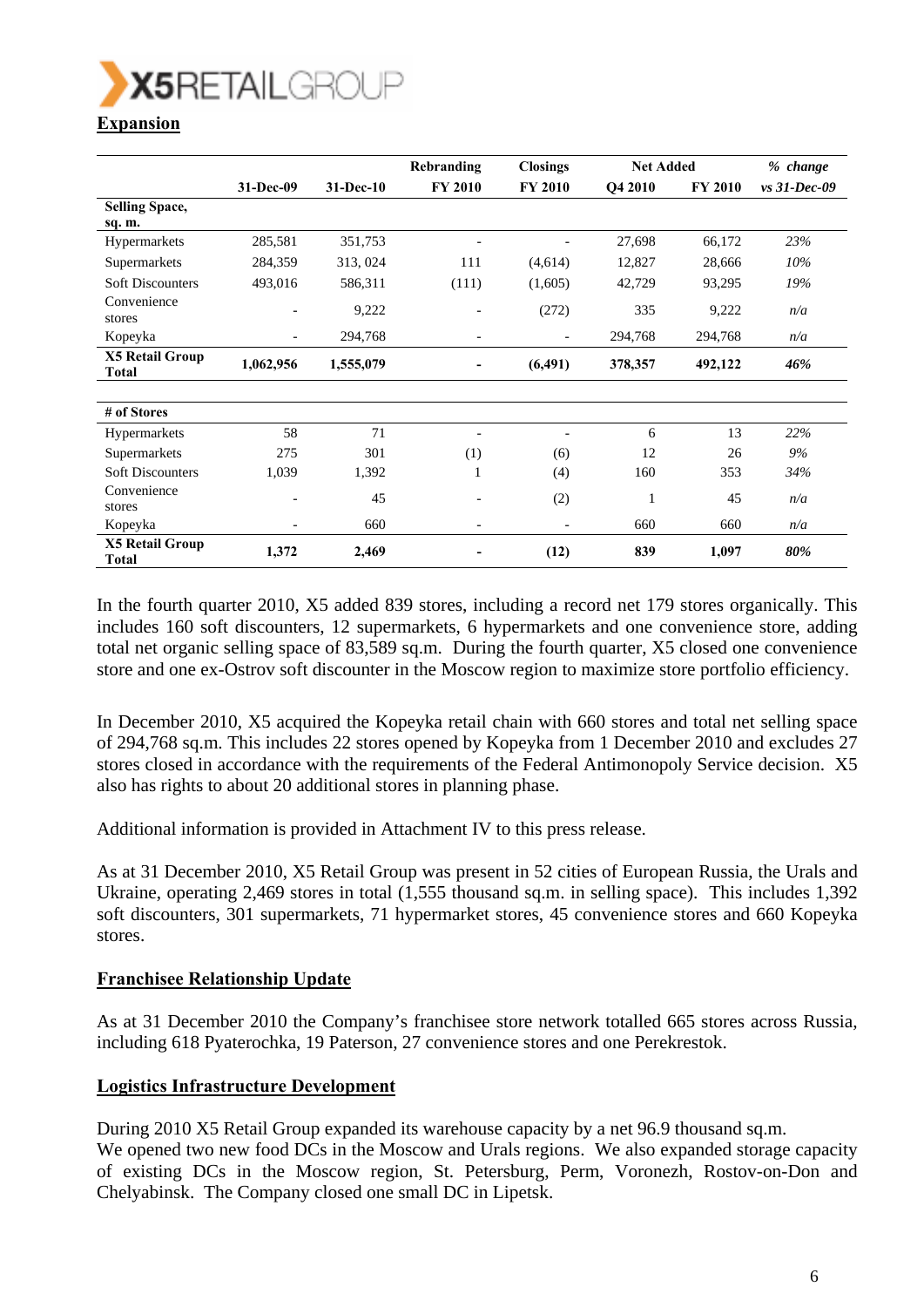## Expansion

| | 31-Dec-09 | 31-Dec-10 | Rebranding | Closings | Net Added | | % change |
|---|---|---|---|---|---|---|---|
| | | | FY 2010 | FY 2010 | Q4 2010 | FY 2010 | vs 31-Dec-09 |
| **Selling Space, sq. m.** | | | | | | | |
| Hypermarkets | 285,581 | 351,753 | - | - | 27,698 | 66,172 | *23%* |
| Supermarkets | 284,359 | 313, 024 | 111 | (4,614) | 12,827 | 28,666 | *10%* |
| Soft Discounters | 493,016 | 586,311 | (111) | (1,605) | 42,729 | 93,295 | *19%* |
| Convenience stores | - | 9,222 | - | (272) | 335 | 9,222 | *n/a* |
| Kopeyka | - | 294,768 | - | - | 294,768 | 294,768 | *n/a* |
| **X5 Retail Group Total** | **1,062,956** | **1,555,079** | **-** | **(6,491)** | **378,357** | **492,122** | ***46%*** |
| | | | | | | | |
| **# of Stores** | | | | | | | |
| Hypermarkets | 58 | 71 | - | - | 6 | 13 | *22%* |
| Supermarkets | 275 | 301 | (1) | (6) | 12 | 26 | *9%* |
| Soft Discounters | 1,039 | 1,392 | 1 | (4) | 160 | 353 | *34%* |
| Convenience stores | - | 45 | - | (2) | 1 | 45 | *n/a* |
| Kopeyka | - | 660 | - | - | 660 | 660 | *n/a* |
| **X5 Retail Group Total** | **1,372** | **2,469** | **-** | **(12)** | **839** | **1,097** | ***80%*** |

In the fourth quarter 2010, X5 added 839 stores, including a record net 179 stores organically. This includes 160 soft discounters, 12 supermarkets, 6 hypermarkets and one convenience store, adding total net organic selling space of 83,589 sq.m. During the fourth quarter, X5 closed one convenience store and one ex-Ostrov soft discounter in the Moscow region to maximize store portfolio efficiency.

In December 2010, X5 acquired the Kopeyka retail chain with 660 stores and total net selling space of 294,768 sq.m. This includes 22 stores opened by Kopeyka from 1 December 2010 and excludes 27 stores closed in accordance with the requirements of the Federal Antimonopoly Service decision. X5 also has rights to about 20 additional stores in planning phase.

Additional information is provided in Attachment IV to this press release.

As at 31 December 2010, X5 Retail Group was present in 52 cities of European Russia, the Urals and Ukraine, operating 2,469 stores in total (1,555 thousand sq.m. in selling space). This includes 1,392 soft discounters, 301 supermarkets, 71 hypermarket stores, 45 convenience stores and 660 Kopeyka stores.

## Franchisee Relationship Update

As at 31 December 2010 the Company's franchisee store network totalled 665 stores across Russia, including 618 Pyaterochka, 19 Paterson, 27 convenience stores and one Perekrestok.

## Logistics Infrastructure Development

During 2010 X5 Retail Group expanded its warehouse capacity by a net 96.9 thousand sq.m.
We opened two new food DCs in the Moscow and Urals regions. We also expanded storage capacity of existing DCs in the Moscow region, St. Petersburg, Perm, Voronezh, Rostov-on-Don and Chelyabinsk. The Company closed one small DC in Lipetsk.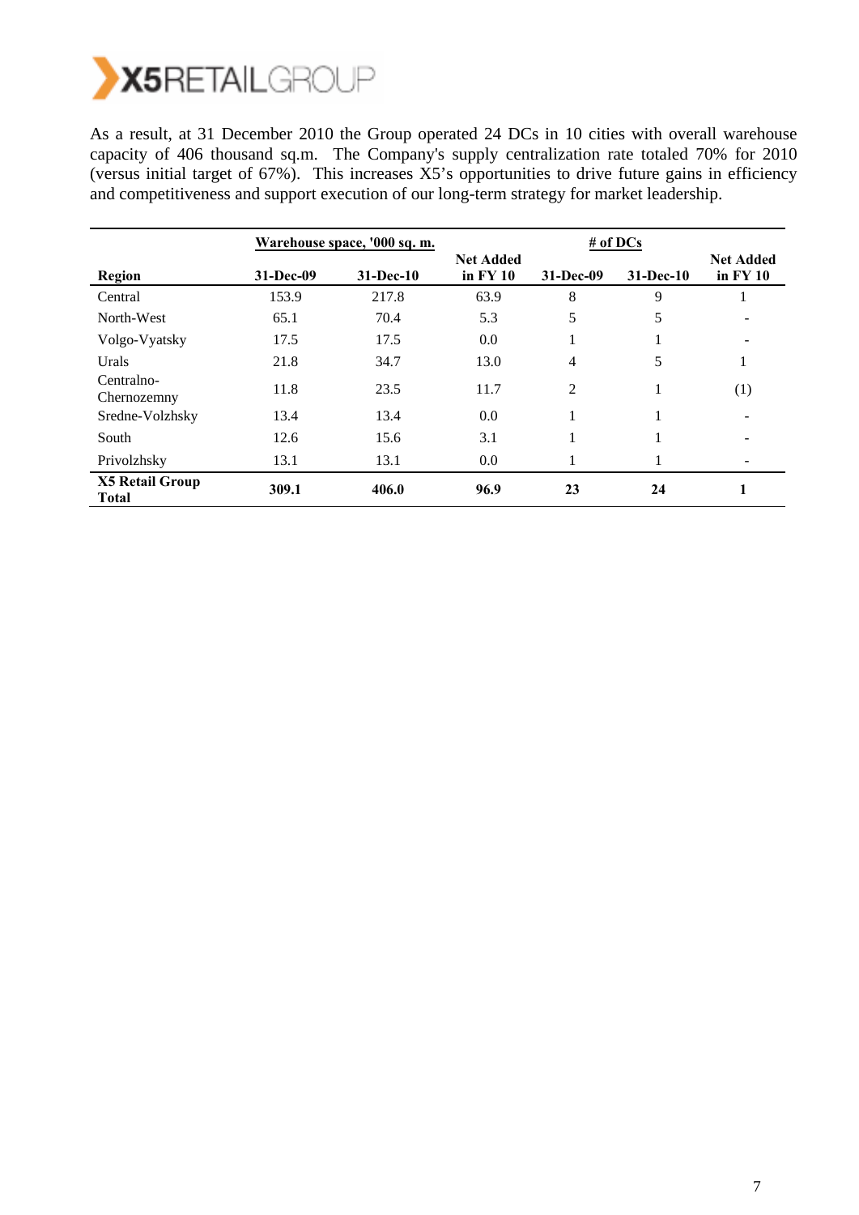As a result, at 31 December 2010 the Group operated 24 DCs in 10 cities with overall warehouse capacity of 406 thousand sq.m. The Company's supply centralization rate totaled 70% for 2010 (versus initial target of 67%). This increases X5's opportunities to drive future gains in efficiency and competitiveness and support execution of our long-term strategy for market leadership.

| | Warehouse space, '000 sq. m. | | | # of DCs | | |
|---|---|---|---|---|---|---|
| **Region** | **31-Dec-09** | **31-Dec-10** | **Net Added in FY 10** | **31-Dec-09** | **31-Dec-10** | **Net Added in FY 10** |
| Central | 153.9 | 217.8 | 63.9 | 8 | 9 | 1 |
| North-West | 65.1 | 70.4 | 5.3 | 5 | 5 | - |
| Volgo-Vyatsky | 17.5 | 17.5 | 0.0 | 1 | 1 | - |
| Urals | 21.8 | 34.7 | 13.0 | 4 | 5 | 1 |
| Centralno-Chernozemny | 11.8 | 23.5 | 11.7 | 2 | 1 | (1) |
| Sredne-Volzhsky | 13.4 | 13.4 | 0.0 | 1 | 1 | - |
| South | 12.6 | 15.6 | 3.1 | 1 | 1 | - |
| Privolzhsky | 13.1 | 13.1 | 0.0 | 1 | 1 | - |
| **X5 Retail Group Total** | **309.1** | **406.0** | **96.9** | **23** | **24** | **1** |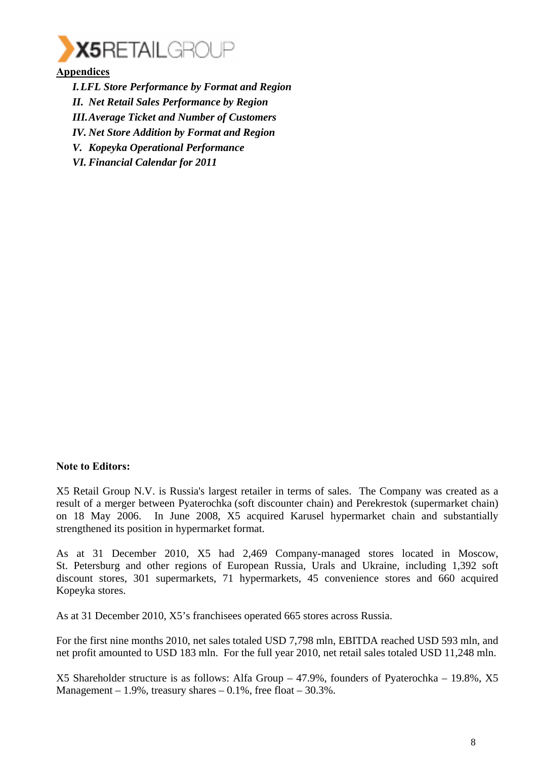**Appendices**

*I. LFL Store Performance by Format and Region*
*II. Net Retail Sales Performance by Region*
*III. Average Ticket and Number of Customers*
*IV. Net Store Addition by Format and Region*
*V. Kopeyka Operational Performance*
*VI. Financial Calendar for 2011*

**Note to Editors:**

X5 Retail Group N.V. is Russia's largest retailer in terms of sales. The Company was created as a result of a merger between Pyaterochka (soft discounter chain) and Perekrestok (supermarket chain) on 18 May 2006. In June 2008, X5 acquired Karusel hypermarket chain and substantially strengthened its position in hypermarket format.

As at 31 December 2010, X5 had 2,469 Company-managed stores located in Moscow, St. Petersburg and other regions of European Russia, Urals and Ukraine, including 1,392 soft discount stores, 301 supermarkets, 71 hypermarkets, 45 convenience stores and 660 acquired Kopeyka stores.

As at 31 December 2010, X5's franchisees operated 665 stores across Russia.

For the first nine months 2010, net sales totaled USD 7,798 mln, EBITDA reached USD 593 mln, and net profit amounted to USD 183 mln. For the full year 2010, net retail sales totaled USD 11,248 mln.

X5 Shareholder structure is as follows: Alfa Group – 47.9%, founders of Pyaterochka – 19.8%, X5 Management – 1.9%, treasury shares – 0.1%, free float – 30.3%.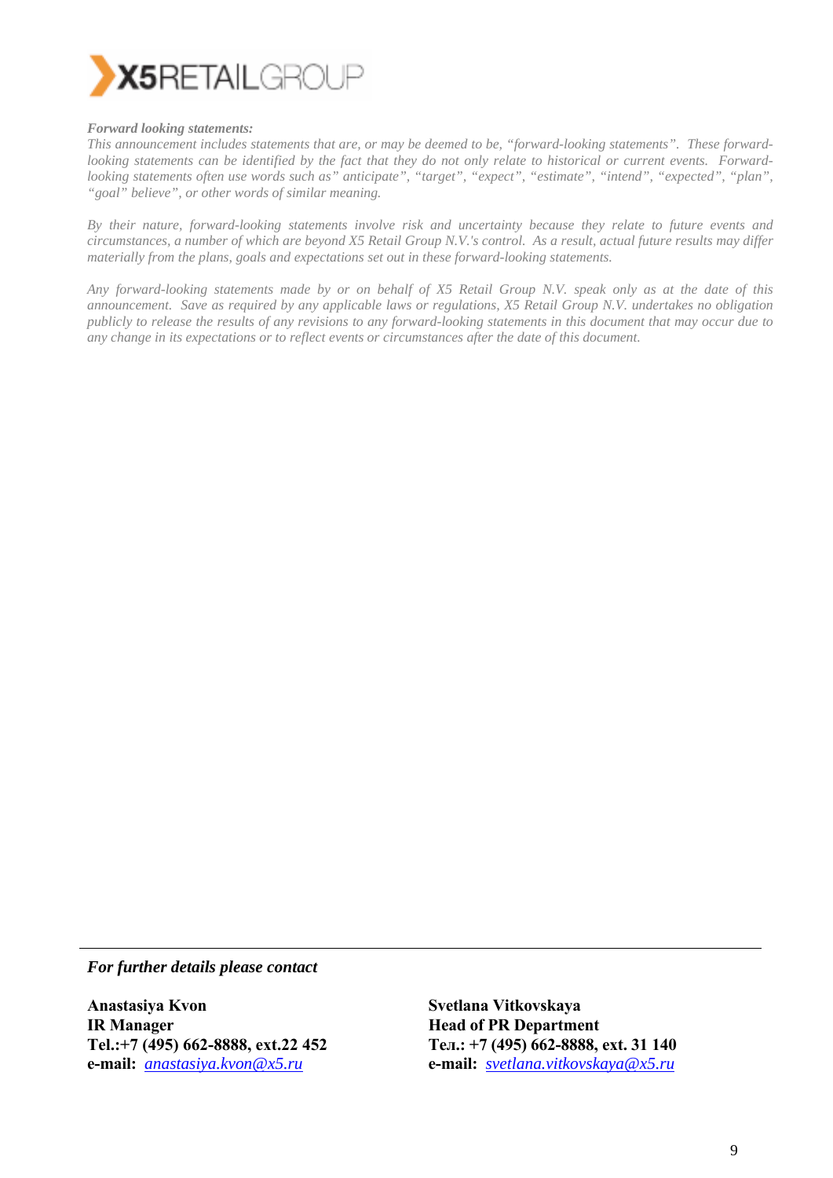***Forward looking statements:***

*This announcement includes statements that are, or may be deemed to be, "forward-looking statements". These forward-looking statements can be identified by the fact that they do not only relate to historical or current events. Forward-looking statements often use words such as" anticipate", "target", "expect", "estimate", "intend", "expected", "plan", "goal" believe", or other words of similar meaning.*

*By their nature, forward-looking statements involve risk and uncertainty because they relate to future events and circumstances, a number of which are beyond X5 Retail Group N.V.'s control. As a result, actual future results may differ materially from the plans, goals and expectations set out in these forward-looking statements.*

*Any forward-looking statements made by or on behalf of X5 Retail Group N.V. speak only as at the date of this announcement. Save as required by any applicable laws or regulations, X5 Retail Group N.V. undertakes no obligation publicly to release the results of any revisions to any forward-looking statements in this document that may occur due to any change in its expectations or to reflect events or circumstances after the date of this document.*

---

***For further details please contact***

**Anastasiya Kvon**
**IR Manager**
**Tel.:+7 (495) 662-8888, ext.22 452**
**e-mail:** *anastasiya.kvon@x5.ru*

**Svetlana Vitkovskaya**
**Head of PR Department**
**Тел.: +7 (495) 662-8888, ext. 31 140**
**e-mail:** *svetlana.vitkovskaya@x5.ru*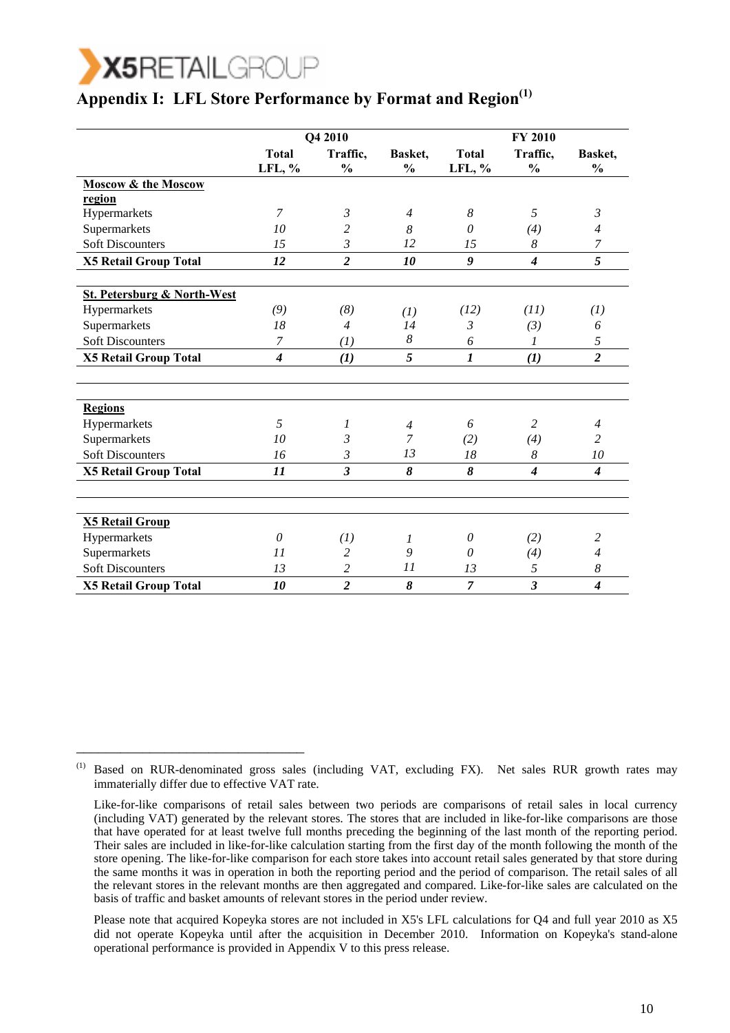## Appendix I: LFL Store Performance by Format and Region[1]

| | Q4 2010 | | | FY 2010 | | |
|---|---|---|---|---|---|---|
| | Total LFL, % | Traffic, % | Basket, % | Total LFL, % | Traffic, % | Basket, % |
| **Moscow & the Moscow region** | | | | | | |
| Hypermarkets | *7* | *3* | *4* | *8* | *5* | *3* |
| Supermarkets | *10* | *2* | *8* | *0* | *(4)* | *4* |
| Soft Discounters | *15* | *3* | *12* | *15* | *8* | *7* |
| **X5 Retail Group Total** | ***12*** | ***2*** | ***10*** | ***9*** | ***4*** | ***5*** |
| **St. Petersburg & North-West** | | | | | | |
| Hypermarkets | *(9)* | *(8)* | *(1)* | *(12)* | *(11)* | *(1)* |
| Supermarkets | *18* | *4* | *14* | *3* | *(3)* | *6* |
| Soft Discounters | *7* | *(1)* | *8* | *6* | *1* | *5* |
| **X5 Retail Group Total** | ***4*** | ***(1)*** | ***5*** | ***1*** | ***(1)*** | ***2*** |
| **Regions** | | | | | | |
| Hypermarkets | *5* | *1* | *4* | *6* | *2* | *4* |
| Supermarkets | *10* | *3* | *7* | *(2)* | *(4)* | *2* |
| Soft Discounters | *16* | *3* | *13* | *18* | *8* | *10* |
| **X5 Retail Group Total** | ***11*** | ***3*** | ***8*** | ***8*** | ***4*** | ***4*** |
| **X5 Retail Group** | | | | | | |
| Hypermarkets | *0* | *(1)* | *1* | *0* | *(2)* | *2* |
| Supermarkets | *11* | *2* | *9* | *0* | *(4)* | *4* |
| Soft Discounters | *13* | *2* | *11* | *13* | *5* | *8* |
| **X5 Retail Group Total** | ***10*** | ***2*** | ***8*** | ***7*** | ***3*** | ***4*** |

---

[1] Based on RUR-denominated gross sales (including VAT, excluding FX). Net sales RUR growth rates may immaterially differ due to effective VAT rate.

Like-for-like comparisons of retail sales between two periods are comparisons of retail sales in local currency (including VAT) generated by the relevant stores. The stores that are included in like-for-like comparisons are those that have operated for at least twelve full months preceding the beginning of the last month of the reporting period. Their sales are included in like-for-like calculation starting from the first day of the month following the month of the store opening. The like-for-like comparison for each store takes into account retail sales generated by that store during the same months it was in operation in both the reporting period and the period of comparison. The retail sales of all the relevant stores in the relevant months are then aggregated and compared. Like-for-like sales are calculated on the basis of traffic and basket amounts of relevant stores in the period under review.

Please note that acquired Kopeyka stores are not included in X5's LFL calculations for Q4 and full year 2010 as X5 did not operate Kopeyka until after the acquisition in December 2010. Information on Kopeyka's stand-alone operational performance is provided in Appendix V to this press release.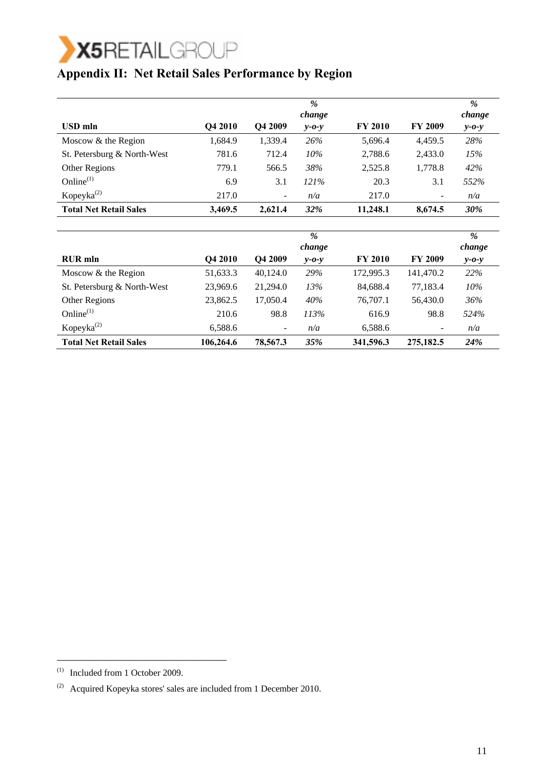# Appendix II: Net Retail Sales Performance by Region

| USD mln | Q4 2010 | Q4 2009 | *% change y-o-y* | FY 2010 | FY 2009 | *% change y-o-y* |
|---|---|---|---|---|---|---|
| Moscow & the Region | 1,684.9 | 1,339.4 | *26%* | 5,696.4 | 4,459.5 | *28%* |
| St. Petersburg & North-West | 781.6 | 712.4 | *10%* | 2,788.6 | 2,433.0 | *15%* |
| Other Regions | 779.1 | 566.5 | *38%* | 2,525.8 | 1,778.8 | *42%* |
| Online[1] | 6.9 | 3.1 | *121%* | 20.3 | 3.1 | *552%* |
| Kopeyka[2] | 217.0 | - | *n/a* | 217.0 | - | *n/a* |
| **Total Net Retail Sales** | **3,469.5** | **2,621.4** | ***32%*** | **11,248.1** | **8,674.5** | ***30%*** |

| RUR mln | Q4 2010 | Q4 2009 | *% change y-o-y* | FY 2010 | FY 2009 | *% change y-o-y* |
|---|---|---|---|---|---|---|
| Moscow & the Region | 51,633.3 | 40,124.0 | *29%* | 172,995.3 | 141,470.2 | *22%* |
| St. Petersburg & North-West | 23,969.6 | 21,294.0 | *13%* | 84,688.4 | 77,183.4 | *10%* |
| Other Regions | 23,862.5 | 17,050.4 | *40%* | 76,707.1 | 56,430.0 | *36%* |
| Online[1] | 210.6 | 98.8 | *113%* | 616.9 | 98.8 | *524%* |
| Kopeyka[2] | 6,588.6 | - | *n/a* | 6,588.6 | - | *n/a* |
| **Total Net Retail Sales** | **106,264.6** | **78,567.3** | ***35%*** | **341,596.3** | **275,182.5** | ***24%*** |

---

[1] Included from 1 October 2009.

[2] Acquired Kopeyka stores' sales are included from 1 December 2010.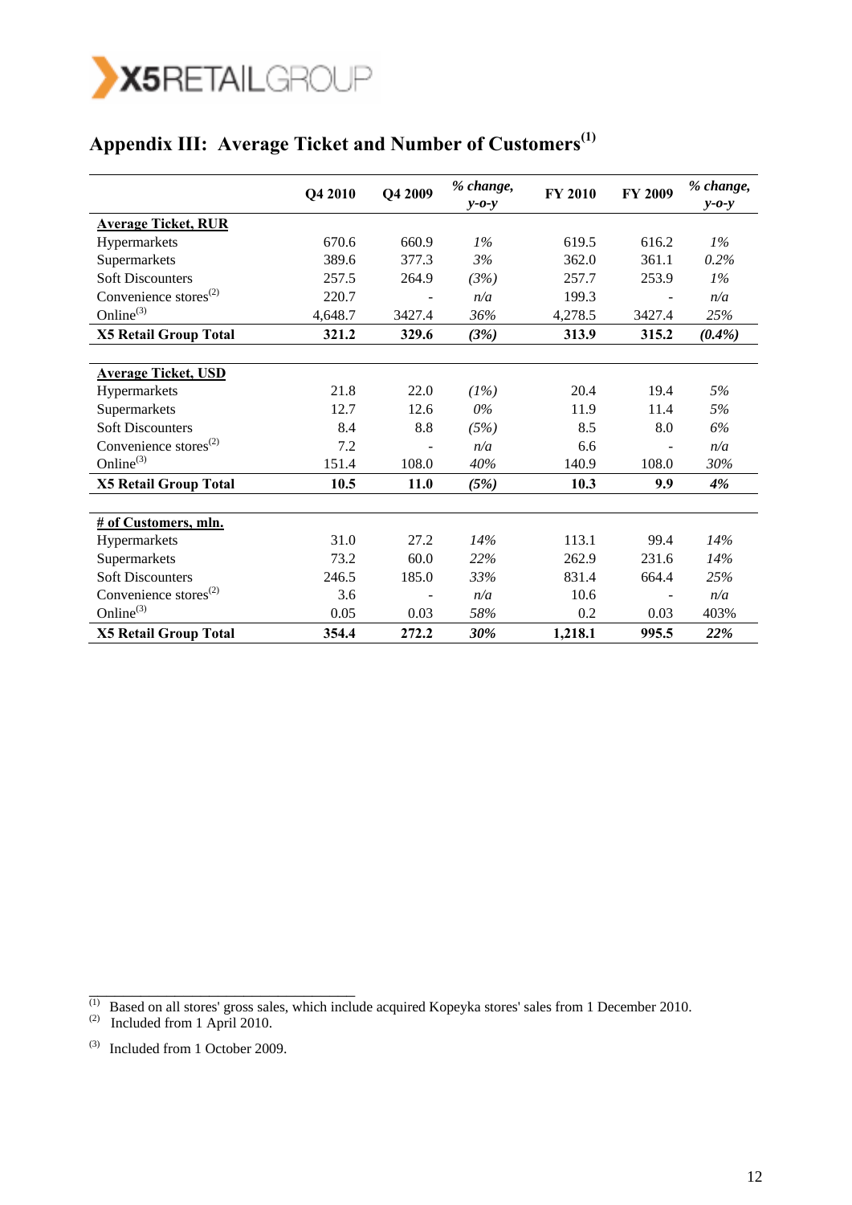## Appendix III: Average Ticket and Number of Customers[1]

| | Q4 2010 | Q4 2009 | *% change, y-o-y* | FY 2010 | FY 2009 | *% change, y-o-y* |
|---|---|---|---|---|---|---|
| **Average Ticket, RUR** | | | | | | |
| Hypermarkets | 670.6 | 660.9 | *1%* | 619.5 | 616.2 | *1%* |
| Supermarkets | 389.6 | 377.3 | *3%* | 362.0 | 361.1 | *0.2%* |
| Soft Discounters | 257.5 | 264.9 | *(3%)* | 257.7 | 253.9 | *1%* |
| Convenience stores[2] | 220.7 | - | *n/a* | 199.3 | - | *n/a* |
| Online[3] | 4,648.7 | 3427.4 | *36%* | 4,278.5 | 3427.4 | *25%* |
| **X5 Retail Group Total** | **321.2** | **329.6** | ***(3%)*** | **313.9** | **315.2** | ***(0.4%)*** |
| | | | | | | |
| **Average Ticket, USD** | | | | | | |
| Hypermarkets | 21.8 | 22.0 | *(1%)* | 20.4 | 19.4 | *5%* |
| Supermarkets | 12.7 | 12.6 | *0%* | 11.9 | 11.4 | *5%* |
| Soft Discounters | 8.4 | 8.8 | *(5%)* | 8.5 | 8.0 | *6%* |
| Convenience stores[2] | 7.2 | - | *n/a* | 6.6 | - | *n/a* |
| Online[3] | 151.4 | 108.0 | *40%* | 140.9 | 108.0 | *30%* |
| **X5 Retail Group Total** | **10.5** | **11.0** | ***(5%)*** | **10.3** | **9.9** | ***4%*** |
| | | | | | | |
| **# of Customers, mln.** | | | | | | |
| Hypermarkets | 31.0 | 27.2 | *14%* | 113.1 | 99.4 | *14%* |
| Supermarkets | 73.2 | 60.0 | *22%* | 262.9 | 231.6 | *14%* |
| Soft Discounters | 246.5 | 185.0 | *33%* | 831.4 | 664.4 | *25%* |
| Convenience stores[2] | 3.6 | - | *n/a* | 10.6 | - | *n/a* |
| Online[3] | 0.05 | 0.03 | *58%* | 0.2 | 0.03 | 403% |
| **X5 Retail Group Total** | **354.4** | **272.2** | ***30%*** | **1,218.1** | **995.5** | ***22%*** |

---

[1] Based on all stores' gross sales, which include acquired Kopeyka stores' sales from 1 December 2010.

[2] Included from 1 April 2010.

[3] Included from 1 October 2009.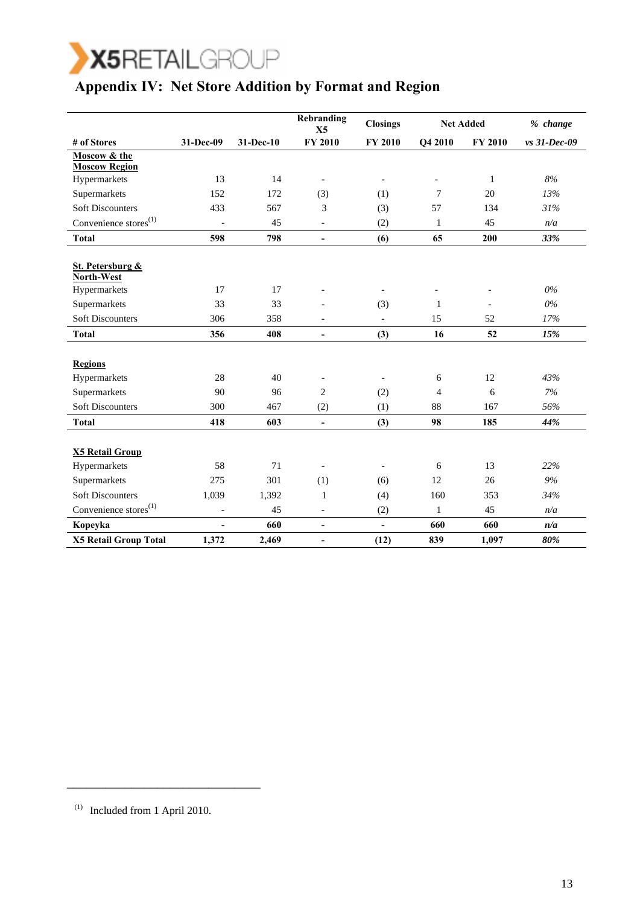# Appendix IV: Net Store Addition by Format and Region

| # of Stores | 31-Dec-09 | 31-Dec-10 | Rebranding X5 FY 2010 | Closings FY 2010 | Net Added Q4 2010 | Net Added FY 2010 | *% change vs 31-Dec-09* |
|---|---|---|---|---|---|---|---|
| **Moscow & the Moscow Region** | | | | | | | |
| Hypermarkets | 13 | 14 | - | - | - | 1 | *8%* |
| Supermarkets | 152 | 172 | (3) | (1) | 7 | 20 | *13%* |
| Soft Discounters | 433 | 567 | 3 | (3) | 57 | 134 | *31%* |
| Convenience stores[1] | - | 45 | - | (2) | 1 | 45 | *n/a* |
| **Total** | **598** | **798** | **-** | **(6)** | **65** | **200** | ***33%*** |
| **St. Petersburg & North-West** | | | | | | | |
| Hypermarkets | 17 | 17 | - | - | - | - | *0%* |
| Supermarkets | 33 | 33 | - | (3) | 1 | - | *0%* |
| Soft Discounters | 306 | 358 | - | - | 15 | 52 | *17%* |
| **Total** | **356** | **408** | **-** | **(3)** | **16** | **52** | ***15%*** |
| **Regions** | | | | | | | |
| Hypermarkets | 28 | 40 | - | - | 6 | 12 | *43%* |
| Supermarkets | 90 | 96 | 2 | (2) | 4 | 6 | *7%* |
| Soft Discounters | 300 | 467 | (2) | (1) | 88 | 167 | *56%* |
| **Total** | **418** | **603** | **-** | **(3)** | **98** | **185** | ***44%*** |
| **X5 Retail Group** | | | | | | | |
| Hypermarkets | 58 | 71 | - | - | 6 | 13 | *22%* |
| Supermarkets | 275 | 301 | (1) | (6) | 12 | 26 | *9%* |
| Soft Discounters | 1,039 | 1,392 | 1 | (4) | 160 | 353 | *34%* |
| Convenience stores[1] | - | 45 | - | (2) | 1 | 45 | *n/a* |
| **Kopeyka** | **-** | **660** | **-** | **-** | **660** | **660** | ***n/a*** |
| **X5 Retail Group Total** | **1,372** | **2,469** | **-** | **(12)** | **839** | **1,097** | ***80%*** |

---

[1] Included from 1 April 2010.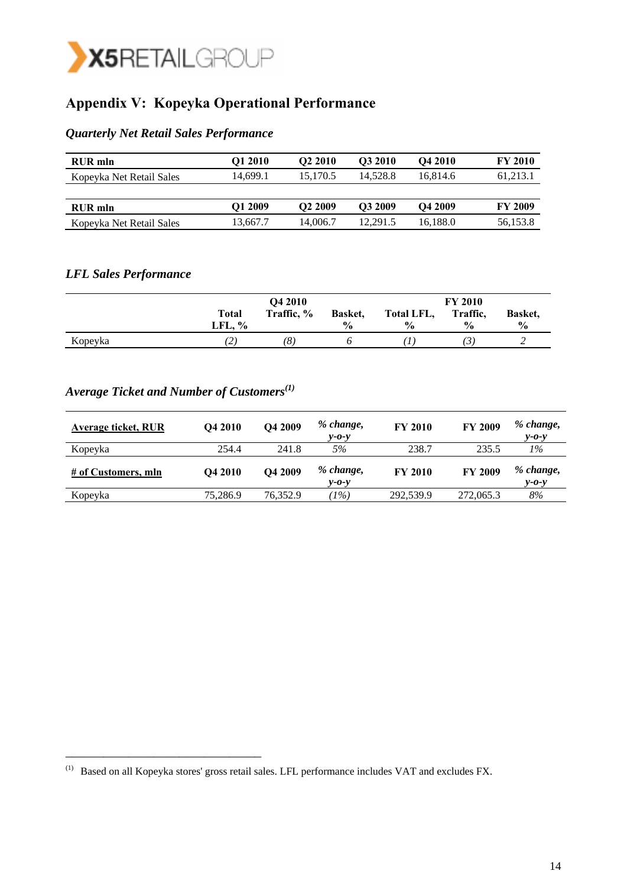## Appendix V: Kopeyka Operational Performance

### *Quarterly Net Retail Sales Performance*

| RUR mln | Q1 2010 | Q2 2010 | Q3 2010 | Q4 2010 | FY 2010 |
|---|---|---|---|---|---|
| Kopeyka Net Retail Sales | 14,699.1 | 15,170.5 | 14,528.8 | 16,814.6 | 61,213.1 |
| **RUR mln** | **Q1 2009** | **Q2 2009** | **Q3 2009** | **Q4 2009** | **FY 2009** |
| Kopeyka Net Retail Sales | 13,667.7 | 14,006.7 | 12,291.5 | 16,188.0 | 56,153.8 |

### *LFL Sales Performance*

| | Q4 2010 | | | FY 2010 | | |
|---|---|---|---|---|---|---|
| | Total LFL, % | Traffic, % | Basket, % | Total LFL, % | Traffic, % | Basket, % |
| Kopeyka | *(2)* | *(8)* | 6 | *(1)* | *(3)* | 2 |

### *Average Ticket and Number of Customers*[1]

| Average ticket, RUR | Q4 2010 | Q4 2009 | % change, y-o-y | FY 2010 | FY 2009 | % change, y-o-y |
|---|---|---|---|---|---|---|
| Kopeyka | 254.4 | 241.8 | *5%* | 238.7 | 235.5 | *1%* |
| **# of Customers, mln** | **Q4 2010** | **Q4 2009** | ***% change, y-o-y*** | **FY 2010** | **FY 2009** | ***% change, y-o-y*** |
| Kopeyka | 75,286.9 | 76,352.9 | *(1%)* | 292,539.9 | 272,065.3 | *8%* |

[1] Based on all Kopeyka stores' gross retail sales. LFL performance includes VAT and excludes FX.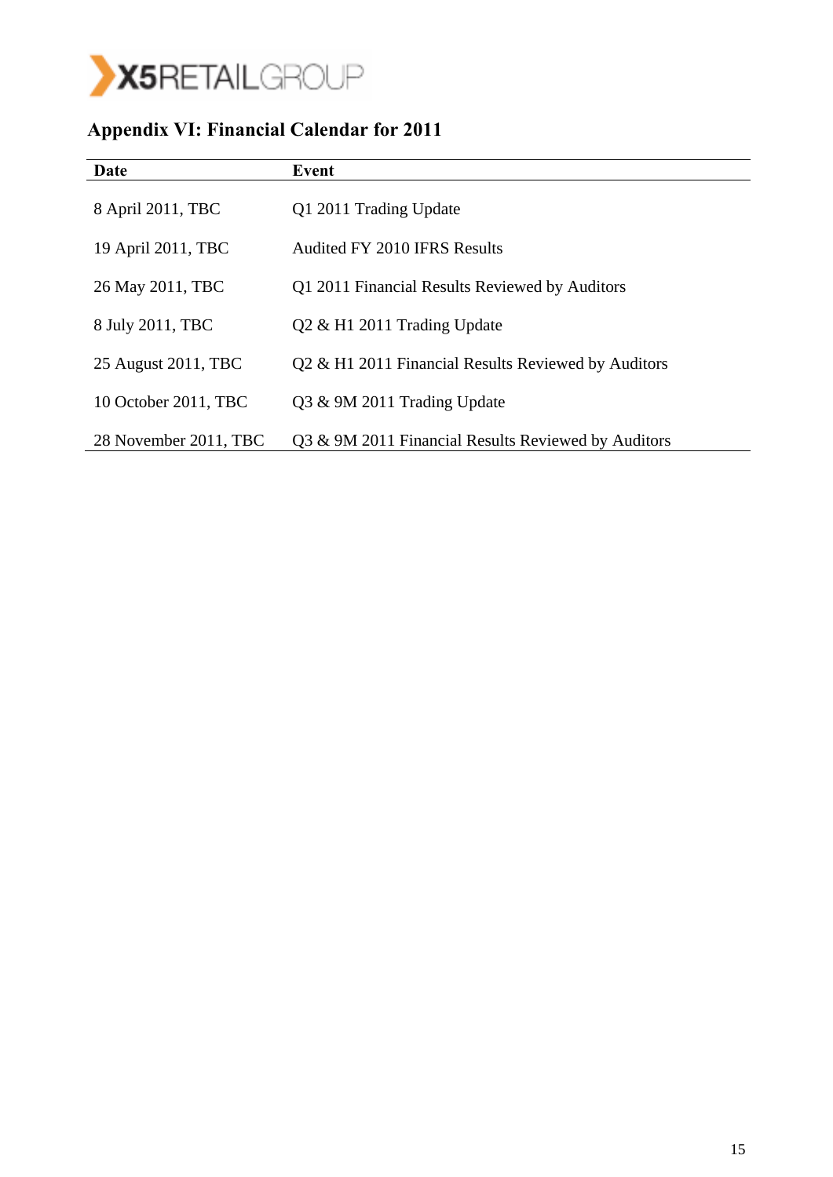## Appendix VI: Financial Calendar for 2011

| Date | Event |
|---|---|
| 8 April 2011, TBC | Q1 2011 Trading Update |
| 19 April 2011, TBC | Audited FY 2010 IFRS Results |
| 26 May 2011, TBC | Q1 2011 Financial Results Reviewed by Auditors |
| 8 July 2011, TBC | Q2 & H1 2011 Trading Update |
| 25 August 2011, TBC | Q2 & H1 2011 Financial Results Reviewed by Auditors |
| 10 October 2011, TBC | Q3 & 9M 2011 Trading Update |
| 28 November 2011, TBC | Q3 & 9M 2011 Financial Results Reviewed by Auditors |